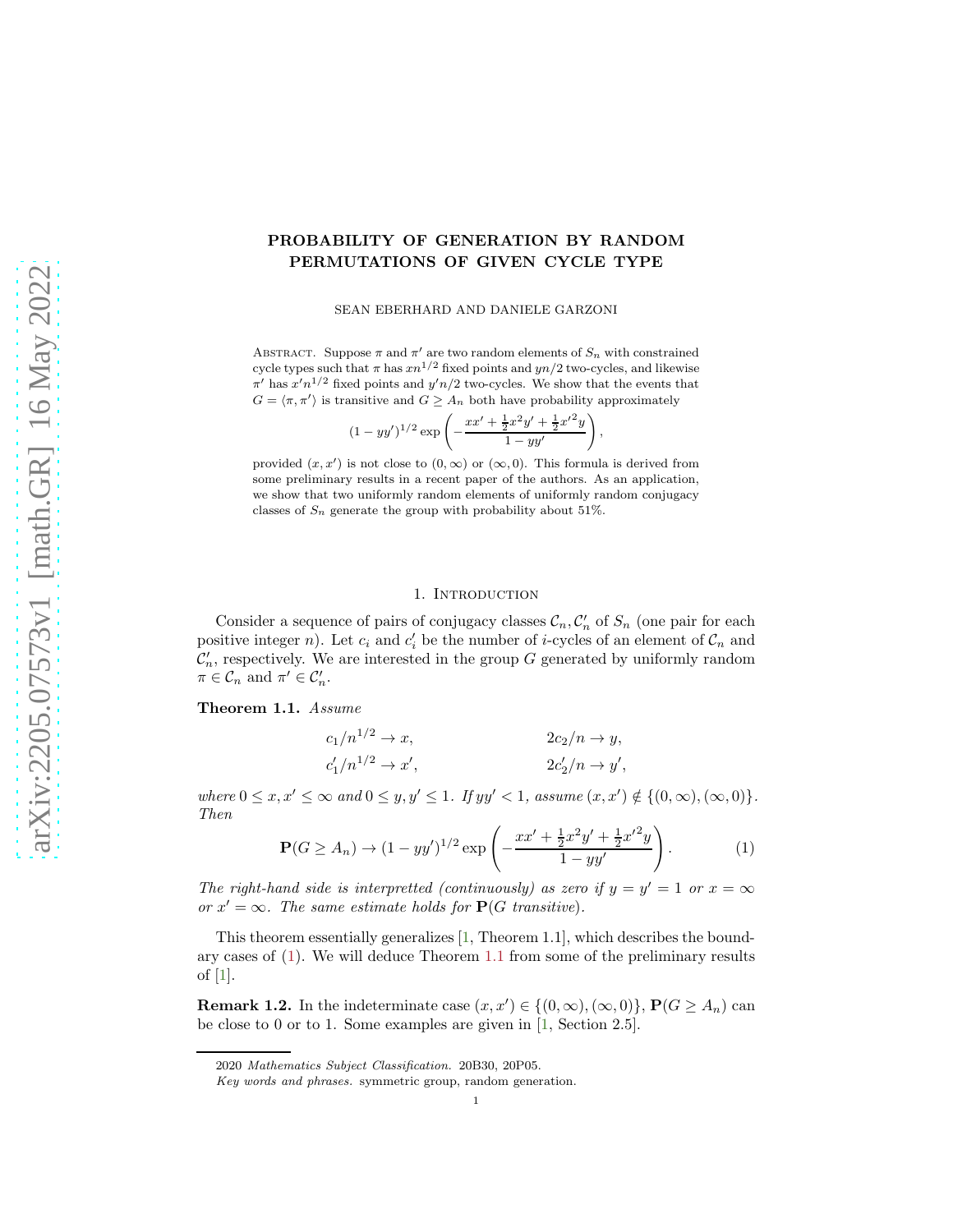# PROBABILITY OF GENERATION BY RANDOM PERMUTATIONS OF GIVEN CYCLE TYPE

SEAN EBERHARD AND DANIELE GARZONI

Abstract. Suppose $\pi$ and $\pi'$ are two random elements of $S_n$ with constrained cycle types such that $\pi$ has $xn^{1/2}$ fixed points and $yn/2$ two-cycles, and likewise $\pi'$ has $x'n^{1/2}$ fixed points and $y'n/2$ two-cycles. We show that the events that $G = \langle \pi, \pi' \rangle$ is transitive and $G \geq A_n$ both have probability approximately

$$(1 - yy')^{1/2} \exp\left(-\frac{xx' + \frac{1}{2}x^2y' + \frac{1}{2}x'^2y}{1 - yy'}\right),$$

provided $(x, x')$ is not close to $(0, \infty)$ or $(\infty, 0)$. This formula is derived from some preliminary results in a recent paper of the authors. As an application, we show that two uniformly random elements of uniformly random conjugacy classes of $S_n$ generate the group with probability about 51%.

## 1. Introduction

Consider a sequence of pairs of conjugacy classes $\mathcal{C}_n, \mathcal{C}'_n$ of $S_n$ (one pair for each positive integer $n$). Let $c_i$ and $c'_i$ be the number of $i$-cycles of an element of $\mathcal{C}_n$ and $\mathcal{C}'_n$, respectively. We are interested in the group $G$ generated by uniformly random $\pi \in \mathcal{C}_n$ and $\pi' \in \mathcal{C}'_n$.

**Theorem 1.1.** *Assume*

$$c_1/n^{1/2} \to x, \qquad 2c_2/n \to y,$$
$$c'_1/n^{1/2} \to x', \qquad 2c'_2/n \to y',$$

*where $0 \leq x, x' \leq \infty$ and $0 \leq y, y' \leq 1$. If $yy' < 1$, assume $(x, x') \notin \{(0, \infty), (\infty, 0)\}$. Then*

$$\mathbf{P}(G \geq A_n) \to (1 - yy')^{1/2} \exp\left(-\frac{xx' + \frac{1}{2}x^2y' + \frac{1}{2}x'^2y}{1 - yy'}\right). \tag{1}$$

*The right-hand side is interpretted (continuously) as zero if $y = y' = 1$ or $x = \infty$ or $x' = \infty$. The same estimate holds for $\mathbf{P}(G$ transitive$)$.*

This theorem essentially generalizes [1, Theorem 1.1], which describes the boundary cases of (1). We will deduce Theorem 1.1 from some of the preliminary results of [1].

**Remark 1.2.** In the indeterminate case $(x, x') \in \{(0, \infty), (\infty, 0)\}$, $\mathbf{P}(G \geq A_n)$ can be close to 0 or to 1. Some examples are given in [1, Section 2.5].

2020 *Mathematics Subject Classification.* 20B30, 20P05.

*Key words and phrases.* symmetric group, random generation.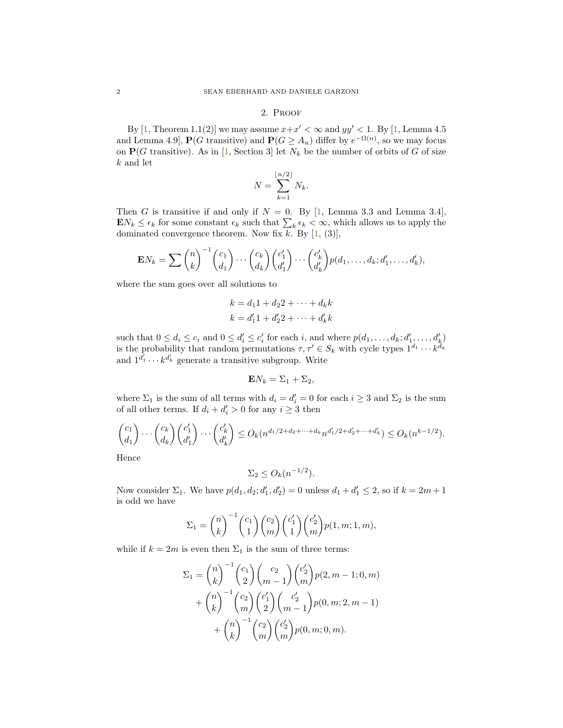## 2. Proof

By [1, Theorem 1.1(2)] we may assume $x+x' < \infty$ and $yy' < 1$. By [1, Lemma 4.5 and Lemma 4.9], $\mathbf{P}(G \text{ transitive})$ and $\mathbf{P}(G \geq A_n)$ differ by $e^{-\Omega(n)}$, so we may focus on $\mathbf{P}(G \text{ transitive})$. As in [1, Section 3] let $N_k$ be the number of orbits of $G$ of size $k$ and let

$$N = \sum_{k=1}^{\lfloor n/2 \rfloor} N_k.$$

Then $G$ is transitive if and only if $N = 0$. By [1, Lemma 3.3 and Lemma 3.4], $\mathbf{E}N_k \leq \epsilon_k$ for some constant $\epsilon_k$ such that $\sum_k \epsilon_k < \infty$, which allows us to apply the dominated convergence theorem. Now fix $k$. By [1, (3)],

$$\mathbf{E}N_k = \sum \binom{n}{k}^{-1} \binom{c_1}{d_1} \cdots \binom{c_k}{d_k} \binom{c_1'}{d_1'} \cdots \binom{c_k'}{d_k'} p(d_1, \dots, d_k; d_1', \dots, d_k'),$$

where the sum goes over all solutions to

$$k = d_1 1 + d_2 2 + \cdots + d_k k$$
$$k = d_1' 1 + d_2' 2 + \cdots + d_k' k$$

such that $0 \leq d_i \leq c_i$ and $0 \leq d_i' \leq c_i'$ for each $i$, and where $p(d_1, \dots, d_k; d_1', \dots, d_k')$ is the probability that random permutations $\tau, \tau' \in S_k$ with cycle types $1^{d_1} \cdots k^{d_k}$ and $1^{d_1'} \cdots k^{d_k'}$ generate a transitive subgroup. Write

$$\mathbf{E}N_k = \Sigma_1 + \Sigma_2,$$

where $\Sigma_1$ is the sum of all terms with $d_i = d_i' = 0$ for each $i \geq 3$ and $\Sigma_2$ is the sum of all other terms. If $d_i + d_i' > 0$ for any $i \geq 3$ then

$$\binom{c_1}{d_1} \cdots \binom{c_k}{d_k} \binom{c_1'}{d_1'} \cdots \binom{c_k'}{d_k'} \leq O_k(n^{d_1/2 + d_2 + \cdots + d_k} n^{d_1'/2 + d_2' + \cdots + d_k'}) \leq O_k(n^{k-1/2}).$$

Hence

$$\Sigma_2 \leq O_k(n^{-1/2}).$$

Now consider $\Sigma_1$. We have $p(d_1, d_2; d_1', d_2') = 0$ unless $d_1 + d_1' \leq 2$, so if $k = 2m+1$ is odd we have

$$\Sigma_1 = \binom{n}{k}^{-1} \binom{c_1}{1} \binom{c_2}{m} \binom{c_1'}{1} \binom{c_2'}{m} p(1, m; 1, m),$$

while if $k = 2m$ is even then $\Sigma_1$ is the sum of three terms:

$$\begin{aligned}
\Sigma_1 = &\binom{n}{k}^{-1} \binom{c_1}{2} \binom{c_2}{m-1} \binom{c_2'}{m} p(2, m-1; 0, m) \\
&+ \binom{n}{k}^{-1} \binom{c_2}{m} \binom{c_1'}{2} \binom{c_2'}{m-1} p(0, m; 2, m-1) \\
&+ \binom{n}{k}^{-1} \binom{c_2}{m} \binom{c_2'}{m} p(0, m; 0, m).
\end{aligned}$$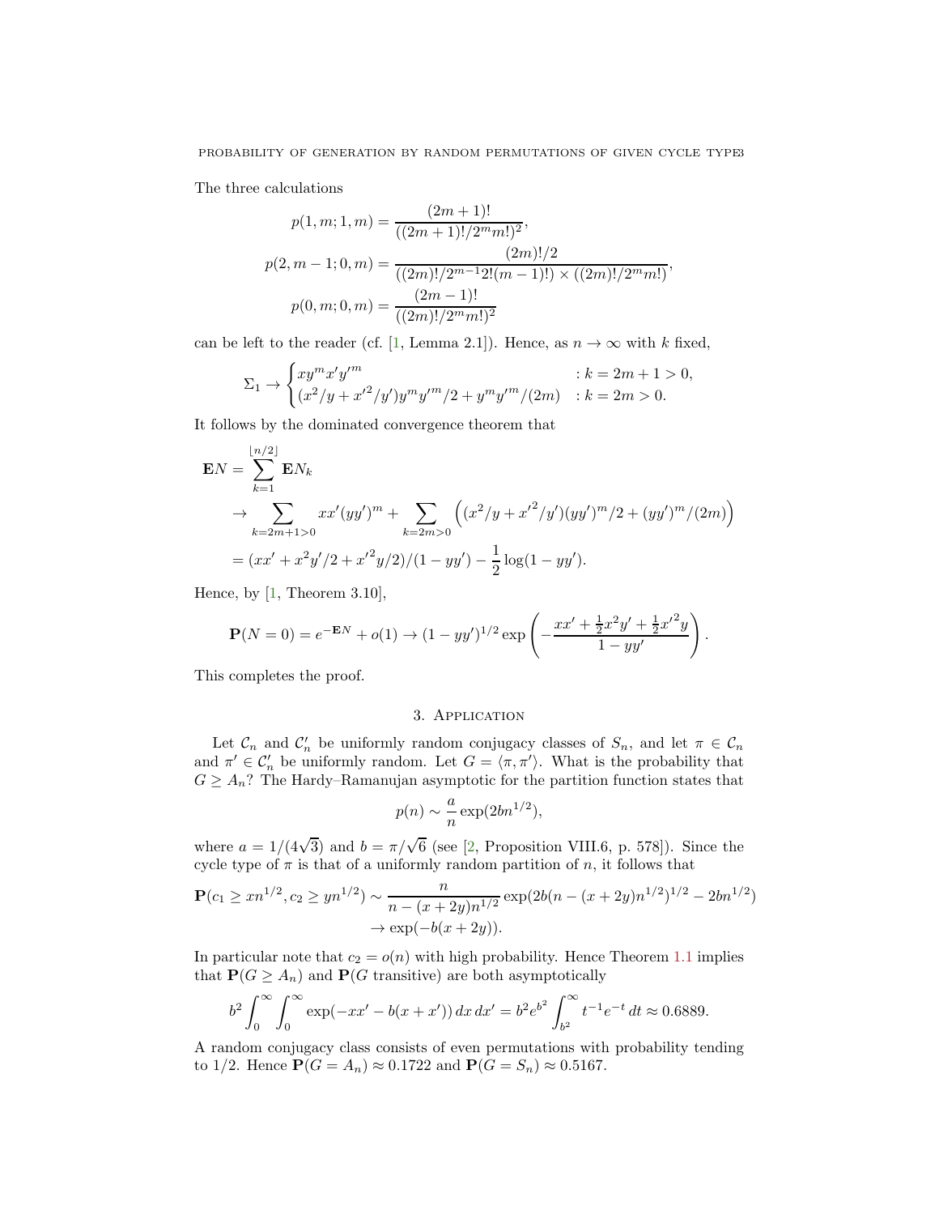The three calculations

$$p(1,m;1,m) = \frac{(2m+1)!}{((2m+1)!/2^m m!)^2},$$

$$p(2,m-1;0,m) = \frac{(2m)!/2}{((2m)!/2^{m-1}2!(m-1)!) \times ((2m)!/2^m m!)},$$

$$p(0,m;0,m) = \frac{(2m-1)!}{((2m)!/2^m m!)^2}$$

can be left to the reader (cf. [1, Lemma 2.1]). Hence, as $n \to \infty$ with $k$ fixed,

$$\Sigma_1 \to \begin{cases} xy^m x'y'^m & : k = 2m+1 > 0, \\ (x^2/y + x'^2/y')y^m y'^m/2 + y^m y'^m/(2m) & : k = 2m > 0. \end{cases}$$

It follows by the dominated convergence theorem that

$$\begin{aligned} \mathbf{E}N &= \sum_{k=1}^{\lfloor n/2 \rfloor} \mathbf{E}N_k \\ &\to \sum_{k=2m+1>0} xx'(yy')^m + \sum_{k=2m>0} \left( (x^2/y + x'^2/y')(yy')^m/2 + (yy')^m/(2m) \right) \\ &= (xx' + x^2y'/2 + x'^2 y/2)/(1-yy') - \frac{1}{2}\log(1-yy'). \end{aligned}$$

Hence, by [1, Theorem 3.10],

$$\mathbf{P}(N=0) = e^{-\mathbf{E}N} + o(1) \to (1-yy')^{1/2} \exp\left( -\frac{xx' + \frac{1}{2}x^2y' + \frac{1}{2}x'^2 y}{1-yy'} \right).$$

This completes the proof.

## 3. Application

Let $\mathcal{C}_n$ and $\mathcal{C}'_n$ be uniformly random conjugacy classes of $S_n$, and let $\pi \in \mathcal{C}_n$ and $\pi' \in \mathcal{C}'_n$ be uniformly random. Let $G = \langle \pi, \pi' \rangle$. What is the probability that $G \geq A_n$? The Hardy–Ramanujan asymptotic for the partition function states that

$$p(n) \sim \frac{a}{n} \exp(2bn^{1/2}),$$

where $a = 1/(4\sqrt{3})$ and $b = \pi/\sqrt{6}$ (see [2, Proposition VIII.6, p. 578]). Since the cycle type of $\pi$ is that of a uniformly random partition of $n$, it follows that

$$\begin{aligned} \mathbf{P}(c_1 \geq xn^{1/2}, c_2 \geq yn^{1/2}) &\sim \frac{n}{n - (x+2y)n^{1/2}} \exp(2b(n - (x+2y)n^{1/2})^{1/2} - 2bn^{1/2}) \\ &\to \exp(-b(x+2y)). \end{aligned}$$

In particular note that $c_2 = o(n)$ with high probability. Hence Theorem 1.1 implies that $\mathbf{P}(G \geq A_n)$ and $\mathbf{P}(G \text{ transitive})$ are both asymptotically

$$b^2 \int_0^\infty \int_0^\infty \exp(-xx' - b(x+x'))\, dx\, dx' = b^2 e^{b^2} \int_{b^2}^\infty t^{-1} e^{-t}\, dt \approx 0.6889.$$

A random conjugacy class consists of even permutations with probability tending to $1/2$. Hence $\mathbf{P}(G = A_n) \approx 0.1722$ and $\mathbf{P}(G = S_n) \approx 0.5167$.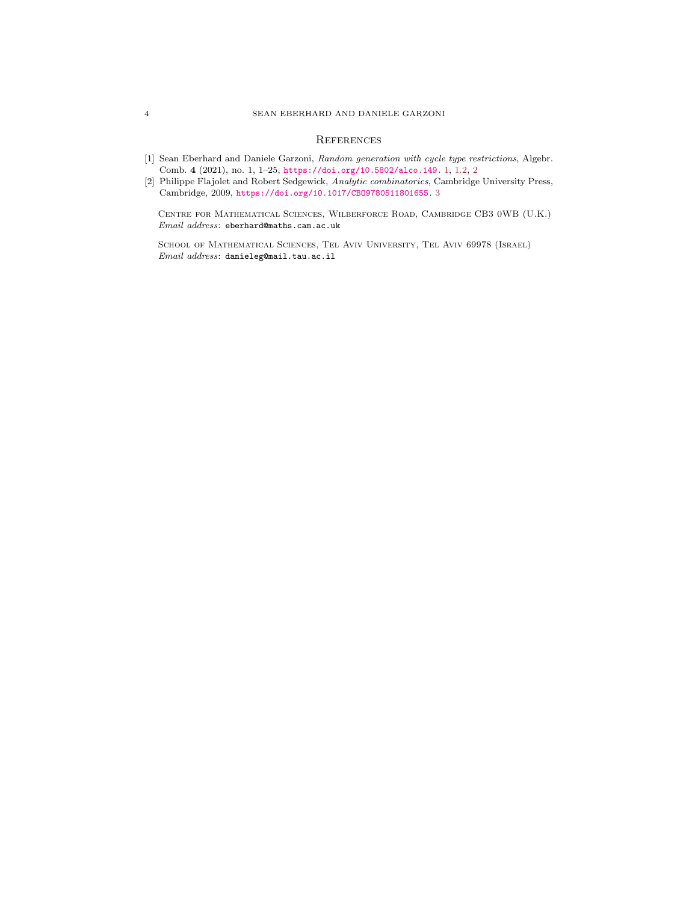## References

[1] Sean Eberhard and Daniele Garzoni, *Random generation with cycle type restrictions*, Algebr. Comb. **4** (2021), no. 1, 1–25, https://doi.org/10.5802/alco.149. 1, 1.2, 2

[2] Philippe Flajolet and Robert Sedgewick, *Analytic combinatorics*, Cambridge University Press, Cambridge, 2009, https://doi.org/10.1017/CBO9780511801655. 3

Centre for Mathematical Sciences, Wilberforce Road, Cambridge CB3 0WB (U.K.)
*Email address*: eberhard@maths.cam.ac.uk

School of Mathematical Sciences, Tel Aviv University, Tel Aviv 69978 (Israel)
*Email address*: danieleg@mail.tau.ac.il